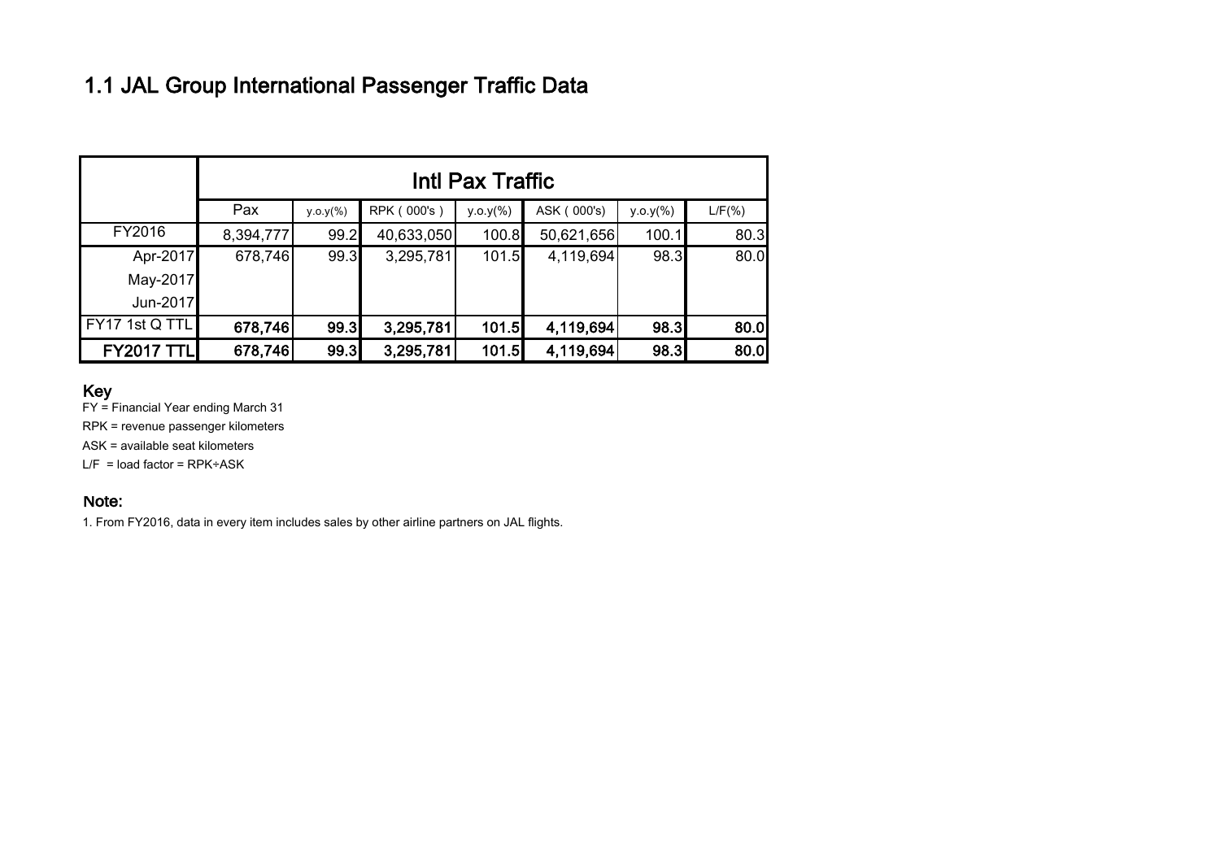# 1.1 JAL Group International Passenger Traffic Data

| | Intl Pax Traffic | | | | | | |
|---|---|---|---|---|---|---|---|
| | Pax | y.o.y(%) | RPK ( 000's ) | y.o.y(%) | ASK ( 000's) | y.o.y(%) | L/F(%) |
| FY2016 | 8,394,777 | 99.2 | 40,633,050 | 100.8 | 50,621,656 | 100.1 | 80.3 |
| Apr-2017 | 678,746 | 99.3 | 3,295,781 | 101.5 | 4,119,694 | 98.3 | 80.0 |
| May-2017 | | | | | | | |
| Jun-2017 | | | | | | | |
| FY17 1st Q TTL | **678,746** | **99.3** | **3,295,781** | **101.5** | **4,119,694** | **98.3** | **80.0** |
| **FY2017 TTL** | **678,746** | **99.3** | **3,295,781** | **101.5** | **4,119,694** | **98.3** | **80.0** |

## Key

FY = Financial Year ending March 31

RPK = revenue passenger kilometers

ASK = available seat kilometers

L/F = load factor = RPK÷ASK

## Note:

1. From FY2016, data in every item includes sales by other airline partners on JAL flights.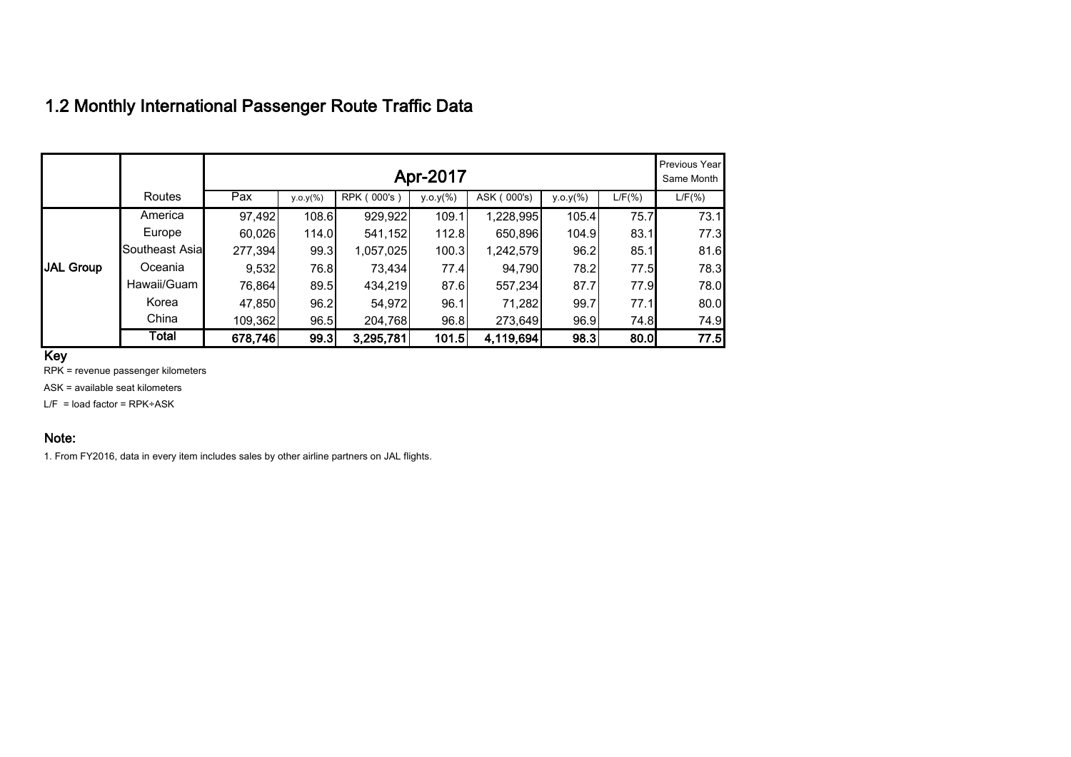## 1.2 Monthly International Passenger Route Traffic Data

| | | Apr-2017 | | | | | | | Previous Year Same Month |
|---|---|---|---|---|---|---|---|---|---|
| | Routes | Pax | y.o.y(%) | RPK ( 000's ) | y.o.y(%) | ASK ( 000's) | y.o.y(%) | L/F(%) | L/F(%) |
| **JAL Group** | America | 97,492 | 108.6 | 929,922 | 109.1 | 1,228,995 | 105.4 | 75.7 | 73.1 |
| | Europe | 60,026 | 114.0 | 541,152 | 112.8 | 650,896 | 104.9 | 83.1 | 77.3 |
| | Southeast Asia | 277,394 | 99.3 | 1,057,025 | 100.3 | 1,242,579 | 96.2 | 85.1 | 81.6 |
| | Oceania | 9,532 | 76.8 | 73,434 | 77.4 | 94,790 | 78.2 | 77.5 | 78.3 |
| | Hawaii/Guam | 76,864 | 89.5 | 434,219 | 87.6 | 557,234 | 87.7 | 77.9 | 78.0 |
| | Korea | 47,850 | 96.2 | 54,972 | 96.1 | 71,282 | 99.7 | 77.1 | 80.0 |
| | China | 109,362 | 96.5 | 204,768 | 96.8 | 273,649 | 96.9 | 74.8 | 74.9 |
| | **Total** | **678,746** | **99.3** | **3,295,781** | **101.5** | **4,119,694** | **98.3** | **80.0** | **77.5** |

### Key

RPK = revenue passenger kilometers

ASK = available seat kilometers

L/F = load factor = RPK÷ASK

### Note:

1. From FY2016, data in every item includes sales by other airline partners on JAL flights.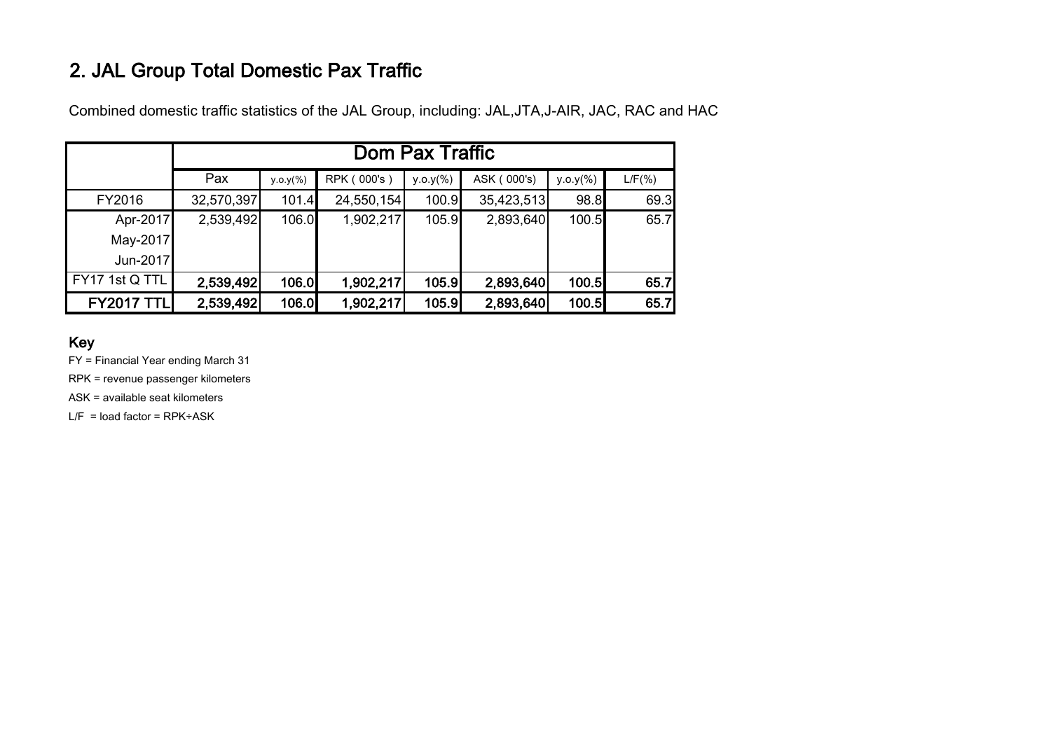## 2. JAL Group Total Domestic Pax Traffic

Combined domestic traffic statistics of the JAL Group, including: JAL,JTA,J-AIR, JAC, RAC and HAC

| | Dom Pax Traffic | | | | | | |
|---|---|---|---|---|---|---|---|
| | Pax | y.o.y(%) | RPK ( 000's ) | y.o.y(%) | ASK ( 000's) | y.o.y(%) | L/F(%) |
| FY2016 | 32,570,397 | 101.4 | 24,550,154 | 100.9 | 35,423,513 | 98.8 | 69.3 |
| Apr-2017 | 2,539,492 | 106.0 | 1,902,217 | 105.9 | 2,893,640 | 100.5 | 65.7 |
| May-2017 | | | | | | | |
| Jun-2017 | | | | | | | |
| FY17 1st Q TTL | **2,539,492** | **106.0** | **1,902,217** | **105.9** | **2,893,640** | **100.5** | **65.7** |
| **FY2017 TTL** | **2,539,492** | **106.0** | **1,902,217** | **105.9** | **2,893,640** | **100.5** | **65.7** |

### Key

FY = Financial Year ending March 31

RPK = revenue passenger kilometers

ASK = available seat kilometers

L/F = load factor = RPK÷ASK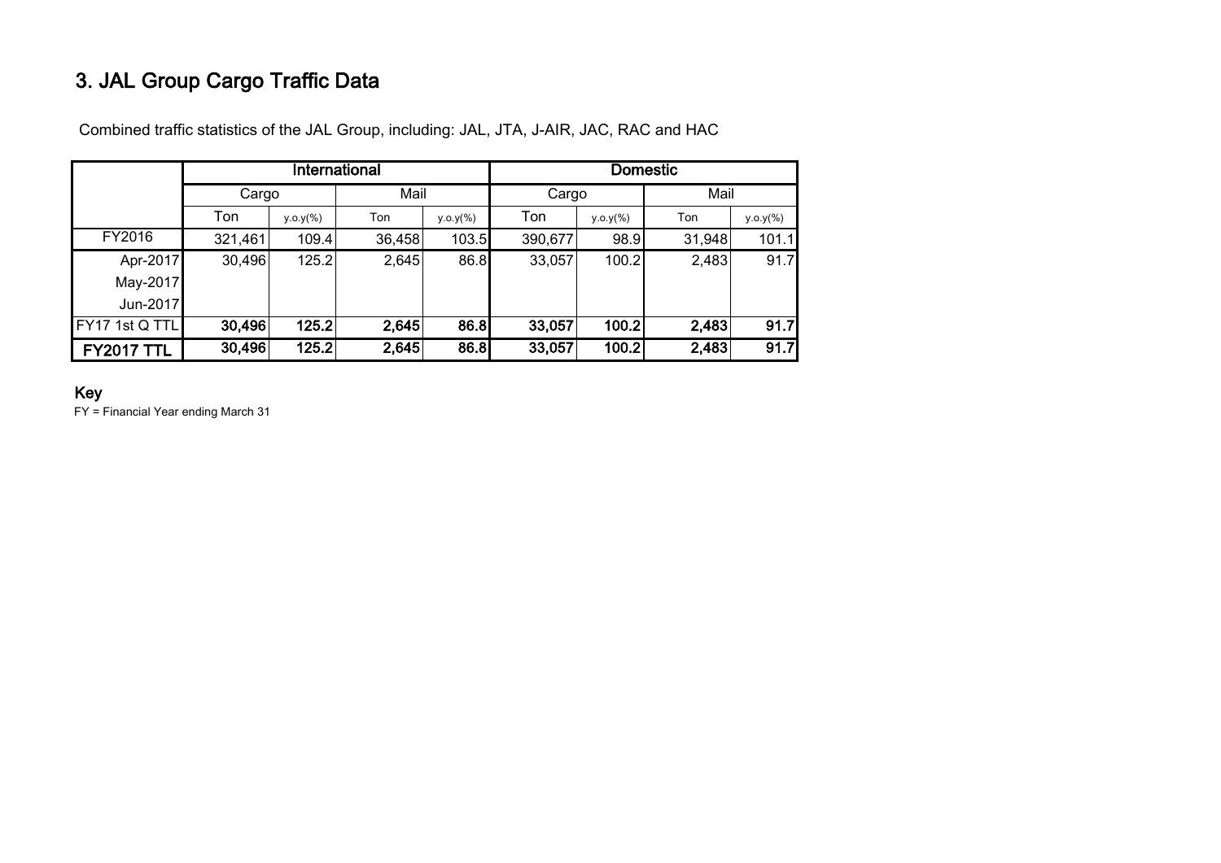# 3. JAL Group Cargo Traffic Data

Combined traffic statistics of the JAL Group, including: JAL, JTA, J-AIR, JAC, RAC and HAC

| | International | | | | Domestic | | | |
|---|---|---|---|---|---|---|---|---|
| | Cargo | | Mail | | Cargo | | Mail | |
| | Ton | y.o.y(%) | Ton | y.o.y(%) | Ton | y.o.y(%) | Ton | y.o.y(%) |
| FY2016 | 321,461 | 109.4 | 36,458 | 103.5 | 390,677 | 98.9 | 31,948 | 101.1 |
| Apr-2017 | 30,496 | 125.2 | 2,645 | 86.8 | 33,057 | 100.2 | 2,483 | 91.7 |
| May-2017 | | | | | | | | |
| Jun-2017 | | | | | | | | |
| FY17 1st Q TTL | **30,496** | **125.2** | **2,645** | **86.8** | **33,057** | **100.2** | **2,483** | **91.7** |
| **FY2017 TTL** | **30,496** | **125.2** | **2,645** | **86.8** | **33,057** | **100.2** | **2,483** | **91.7** |

### Key

FY = Financial Year ending March 31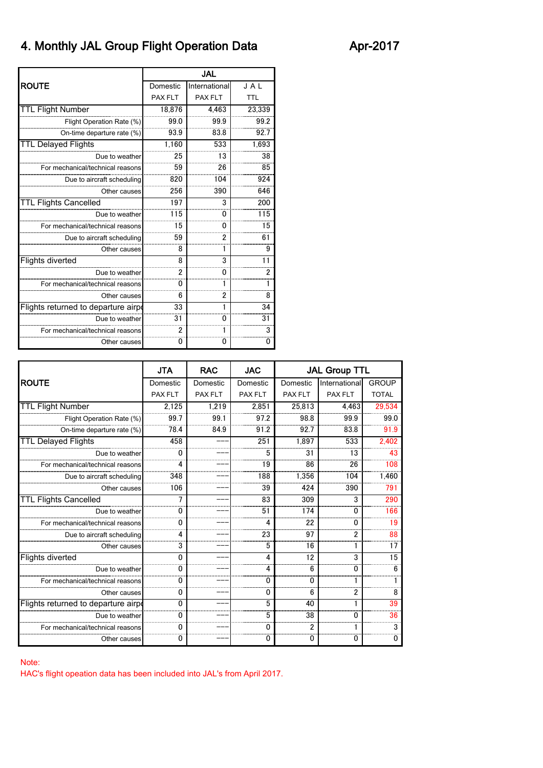# 4. Monthly JAL Group Flight Operation Data

Apr-2017

| ROUTE | JAL | | |
|---|---|---|---|
| | Domestic PAX FLT | International PAX FLT | J A L TTL |
| TTL Flight Number | 18,876 | 4,463 | 23,339 |
| Flight Operation Rate (%) | 99.0 | 99.9 | 99.2 |
| On-time departure rate (%) | 93.9 | 83.8 | 92.7 |
| TTL Delayed Flights | 1,160 | 533 | 1,693 |
| Due to weather | 25 | 13 | 38 |
| For mechanical/technical reasons | 59 | 26 | 85 |
| Due to aircraft scheduling | 820 | 104 | 924 |
| Other causes | 256 | 390 | 646 |
| TTL Flights Cancelled | 197 | 3 | 200 |
| Due to weather | 115 | 0 | 115 |
| For mechanical/technical reasons | 15 | 0 | 15 |
| Due to aircraft scheduling | 59 | 2 | 61 |
| Other causes | 8 | 1 | 9 |
| Flights diverted | 8 | 3 | 11 |
| Due to weather | 2 | 0 | 2 |
| For mechanical/technical reasons | 0 | 1 | 1 |
| Other causes | 6 | 2 | 8 |
| Flights returned to departure airpo | 33 | 1 | 34 |
| Due to weather | 31 | 0 | 31 |
| For mechanical/technical reasons | 2 | 1 | 3 |
| Other causes | 0 | 0 | 0 |

| ROUTE | JTA | RAC | JAC | JAL Group TTL | | |
|---|---|---|---|---|---|---|
| | Domestic PAX FLT | Domestic PAX FLT | Domestic PAX FLT | Domestic PAX FLT | International PAX FLT | GROUP TOTAL |
| TTL Flight Number | 2,125 | 1,219 | 2,851 | 25,813 | 4,463 | 29,534 |
| Flight Operation Rate (%) | 99.7 | 99.1 | 97.2 | 98.8 | 99.9 | 99.0 |
| On-time departure rate (%) | 78.4 | 84.9 | 91.2 | 92.7 | 83.8 | 91.9 |
| TTL Delayed Flights | 458 | --- | 251 | 1,897 | 533 | 2,402 |
| Due to weather | 0 | --- | 5 | 31 | 13 | 43 |
| For mechanical/technical reasons | 4 | --- | 19 | 86 | 26 | 108 |
| Due to aircraft scheduling | 348 | --- | 188 | 1,356 | 104 | 1,460 |
| Other causes | 106 | --- | 39 | 424 | 390 | 791 |
| TTL Flights Cancelled | 7 | --- | 83 | 309 | 3 | 290 |
| Due to weather | 0 | --- | 51 | 174 | 0 | 166 |
| For mechanical/technical reasons | 0 | --- | 4 | 22 | 0 | 19 |
| Due to aircraft scheduling | 4 | --- | 23 | 97 | 2 | 88 |
| Other causes | 3 | --- | 5 | 16 | 1 | 17 |
| Flights diverted | 0 | --- | 4 | 12 | 3 | 15 |
| Due to weather | 0 | --- | 4 | 6 | 0 | 6 |
| For mechanical/technical reasons | 0 | --- | 0 | 0 | 1 | 1 |
| Other causes | 0 | --- | 0 | 6 | 2 | 8 |
| Flights returned to departure airpo | 0 | --- | 5 | 40 | 1 | 39 |
| Due to weather | 0 | --- | 5 | 38 | 0 | 36 |
| For mechanical/technical reasons | 0 | --- | 0 | 2 | 1 | 3 |
| Other causes | 0 | --- | 0 | 0 | 0 | 0 |

Note:
HAC's flight opeation data has been included into JAL's from April 2017.